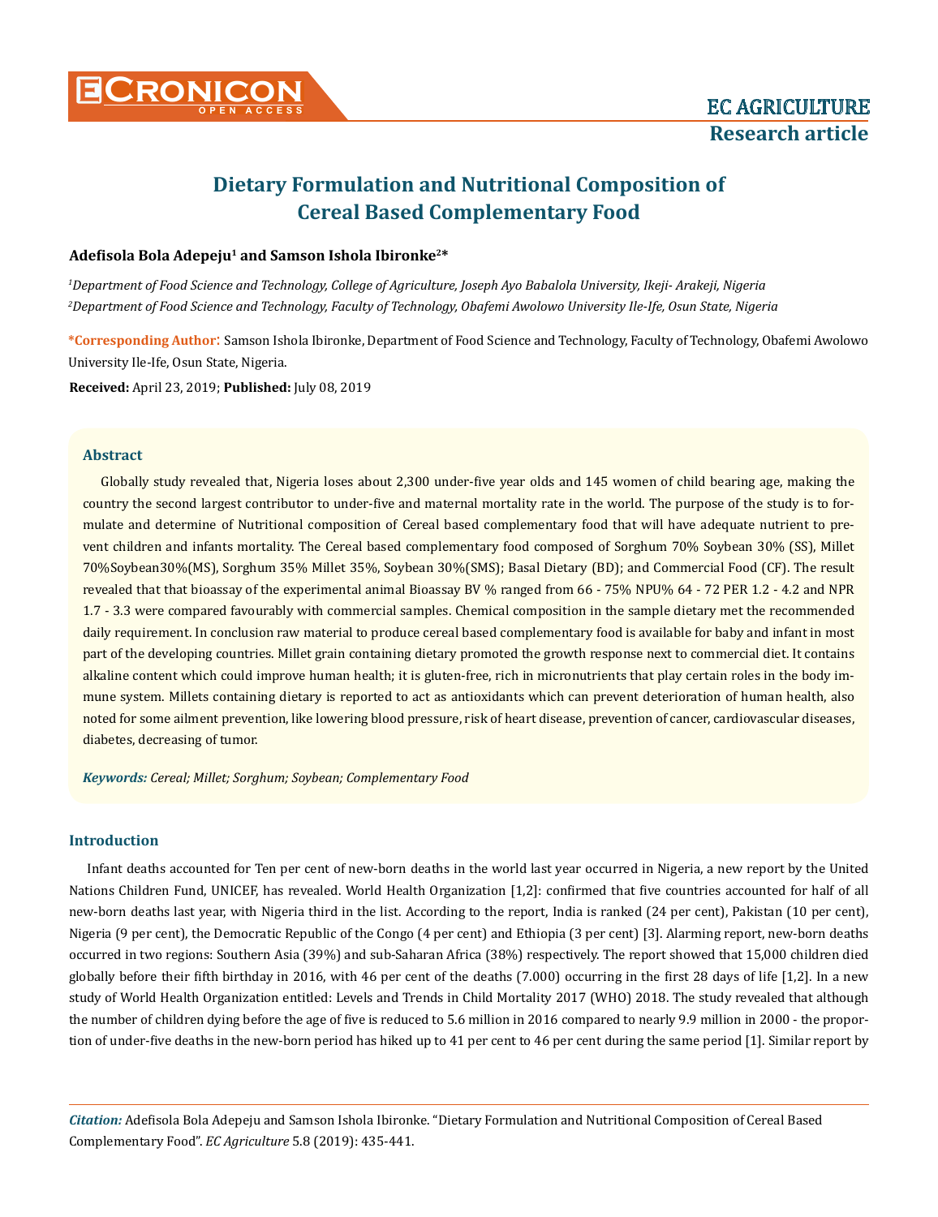# Dietary Formulation and Nutritional Composition of Cereal Based Complementary Food

**Adefisola Bola Adepeju[1] and Samson Ishola Ibironke[2]***

*[1]Department of Food Science and Technology, College of Agriculture, Joseph Ayo Babalola University, Ikeji- Arakeji, Nigeria*

*[2]Department of Food Science and Technology, Faculty of Technology, Obafemi Awolowo University Ile-Ife, Osun State, Nigeria*

**\*Corresponding Author:** Samson Ishola Ibironke, Department of Food Science and Technology, Faculty of Technology, Obafemi Awolowo University Ile-Ife, Osun State, Nigeria.

**Received:** April 23, 2019; **Published:** July 08, 2019

## Abstract

Globally study revealed that, Nigeria loses about 2,300 under-five year olds and 145 women of child bearing age, making the country the second largest contributor to under-five and maternal mortality rate in the world. The purpose of the study is to formulate and determine of Nutritional composition of Cereal based complementary food that will have adequate nutrient to prevent children and infants mortality. The Cereal based complementary food composed of Sorghum 70% Soybean 30% (SS), Millet 70%Soybean30%(MS), Sorghum 35% Millet 35%, Soybean 30%(SMS); Basal Dietary (BD); and Commercial Food (CF). The result revealed that that bioassay of the experimental animal Bioassay BV % ranged from 66 - 75% NPU% 64 - 72 PER 1.2 - 4.2 and NPR 1.7 - 3.3 were compared favourably with commercial samples. Chemical composition in the sample dietary met the recommended daily requirement. In conclusion raw material to produce cereal based complementary food is available for baby and infant in most part of the developing countries. Millet grain containing dietary promoted the growth response next to commercial diet. It contains alkaline content which could improve human health; it is gluten-free, rich in micronutrients that play certain roles in the body immune system. Millets containing dietary is reported to act as antioxidants which can prevent deterioration of human health, also noted for some ailment prevention, like lowering blood pressure, risk of heart disease, prevention of cancer, cardiovascular diseases, diabetes, decreasing of tumor.

***Keywords:*** *Cereal; Millet; Sorghum; Soybean; Complementary Food*

## Introduction

Infant deaths accounted for Ten per cent of new-born deaths in the world last year occurred in Nigeria, a new report by the United Nations Children Fund, UNICEF, has revealed. World Health Organization [1,2]: confirmed that five countries accounted for half of all new-born deaths last year, with Nigeria third in the list. According to the report, India is ranked (24 per cent), Pakistan (10 per cent), Nigeria (9 per cent), the Democratic Republic of the Congo (4 per cent) and Ethiopia (3 per cent) [3]. Alarming report, new-born deaths occurred in two regions: Southern Asia (39%) and sub-Saharan Africa (38%) respectively. The report showed that 15,000 children died globally before their fifth birthday in 2016, with 46 per cent of the deaths (7.000) occurring in the first 28 days of life [1,2]. In a new study of World Health Organization entitled: Levels and Trends in Child Mortality 2017 (WHO) 2018. The study revealed that although the number of children dying before the age of five is reduced to 5.6 million in 2016 compared to nearly 9.9 million in 2000 - the proportion of under-five deaths in the new-born period has hiked up to 41 per cent to 46 per cent during the same period [1]. Similar report by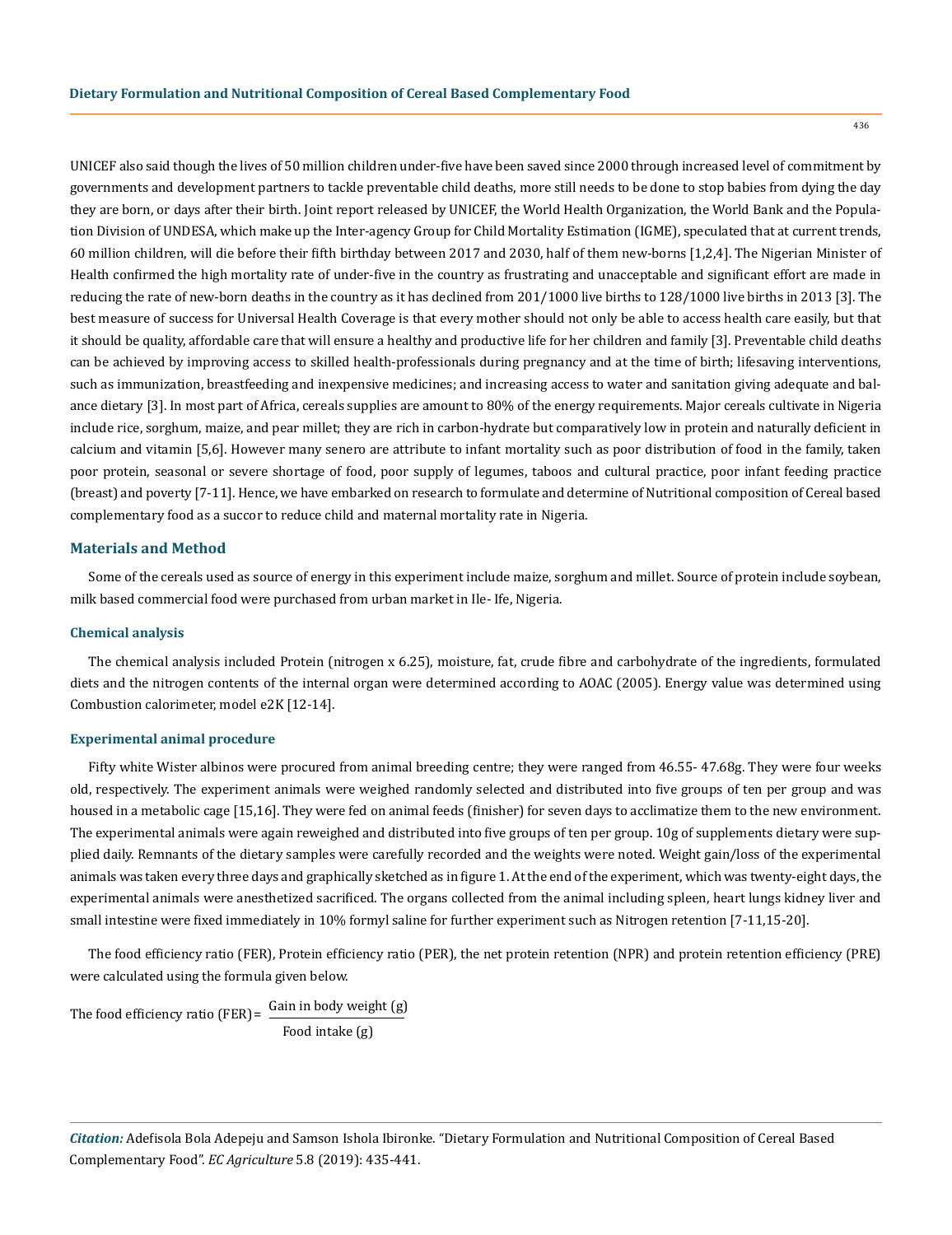UNICEF also said though the lives of 50 million children under-five have been saved since 2000 through increased level of commitment by governments and development partners to tackle preventable child deaths, more still needs to be done to stop babies from dying the day they are born, or days after their birth. Joint report released by UNICEF, the World Health Organization, the World Bank and the Population Division of UNDESA, which make up the Inter-agency Group for Child Mortality Estimation (IGME), speculated that at current trends, 60 million children, will die before their fifth birthday between 2017 and 2030, half of them new-borns [1,2,4]. The Nigerian Minister of Health confirmed the high mortality rate of under-five in the country as frustrating and unacceptable and significant effort are made in reducing the rate of new-born deaths in the country as it has declined from 201/1000 live births to 128/1000 live births in 2013 [3]. The best measure of success for Universal Health Coverage is that every mother should not only be able to access health care easily, but that it should be quality, affordable care that will ensure a healthy and productive life for her children and family [3]. Preventable child deaths can be achieved by improving access to skilled health-professionals during pregnancy and at the time of birth; lifesaving interventions, such as immunization, breastfeeding and inexpensive medicines; and increasing access to water and sanitation giving adequate and balance dietary [3]. In most part of Africa, cereals supplies are amount to 80% of the energy requirements. Major cereals cultivate in Nigeria include rice, sorghum, maize, and pear millet; they are rich in carbon-hydrate but comparatively low in protein and naturally deficient in calcium and vitamin [5,6]. However many senero are attribute to infant mortality such as poor distribution of food in the family, taken poor protein, seasonal or severe shortage of food, poor supply of legumes, taboos and cultural practice, poor infant feeding practice (breast) and poverty [7-11]. Hence, we have embarked on research to formulate and determine of Nutritional composition of Cereal based complementary food as a succor to reduce child and maternal mortality rate in Nigeria.

## Materials and Method

Some of the cereals used as source of energy in this experiment include maize, sorghum and millet. Source of protein include soybean, milk based commercial food were purchased from urban market in Ile- Ife, Nigeria.

### Chemical analysis

The chemical analysis included Protein (nitrogen x 6.25), moisture, fat, crude fibre and carbohydrate of the ingredients, formulated diets and the nitrogen contents of the internal organ were determined according to AOAC (2005). Energy value was determined using Combustion calorimeter, model e2K [12-14].

### Experimental animal procedure

Fifty white Wister albinos were procured from animal breeding centre; they were ranged from 46.55- 47.68g. They were four weeks old, respectively. The experiment animals were weighed randomly selected and distributed into five groups of ten per group and was housed in a metabolic cage [15,16]. They were fed on animal feeds (finisher) for seven days to acclimatize them to the new environment. The experimental animals were again reweighed and distributed into five groups of ten per group. 10g of supplements dietary were supplied daily. Remnants of the dietary samples were carefully recorded and the weights were noted. Weight gain/loss of the experimental animals was taken every three days and graphically sketched as in figure 1. At the end of the experiment, which was twenty-eight days, the experimental animals were anesthetized sacrificed. The organs collected from the animal including spleen, heart lungs kidney liver and small intestine were fixed immediately in 10% formyl saline for further experiment such as Nitrogen retention [7-11,15-20].

The food efficiency ratio (FER), Protein efficiency ratio (PER), the net protein retention (NPR) and protein retention efficiency (PRE) were calculated using the formula given below.

$$\text{The food efficiency ratio (FER)} = \frac{\text{Gain in body weight (g)}}{\text{Food intake (g)}}$$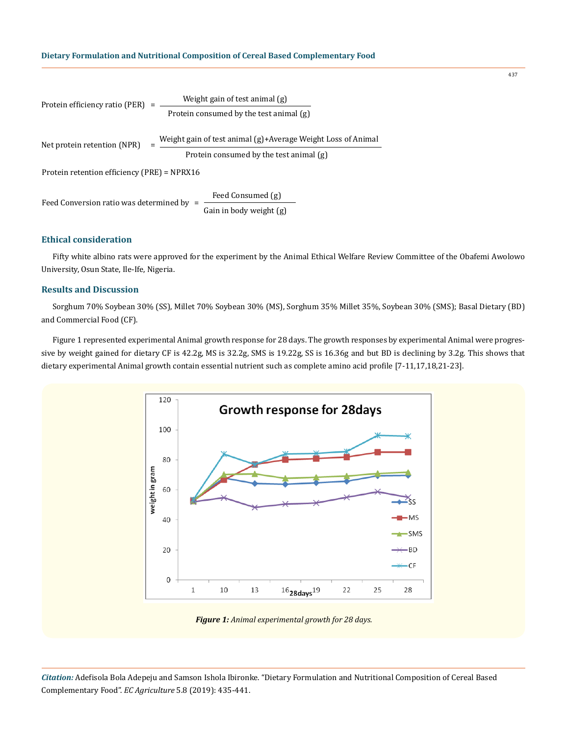$$\text{Protein efficiency ratio (PER)} = \frac{\text{Weight gain of test animal (g)}}{\text{Protein consumed by the test animal (g)}}$$

$$\text{Net protein retention (NPR)} = \frac{\text{Weight gain of test animal (g)+Average Weight Loss of Animal}}{\text{Protein consumed by the test animal (g)}}$$

Protein retention efficiency (PRE) = NPRX16

$$\text{Feed Conversion ratio was determined by} = \frac{\text{Feed Consumed (g)}}{\text{Gain in body weight (g)}}$$

## Ethical consideration

Fifty white albino rats were approved for the experiment by the Animal Ethical Welfare Review Committee of the Obafemi Awolowo University, Osun State, Ile-Ife, Nigeria.

## Results and Discussion

Sorghum 70% Soybean 30% (SS), Millet 70% Soybean 30% (MS), Sorghum 35% Millet 35%, Soybean 30% (SMS); Basal Dietary (BD) and Commercial Food (CF).

Figure 1 represented experimental Animal growth response for 28 days. The growth responses by experimental Animal were progressive by weight gained for dietary CF is 42.2g, MS is 32.2g, SMS is 19.22g, SS is 16.36g and but BD is declining by 3.2g. This shows that dietary experimental Animal growth contain essential nutrient such as complete amino acid profile [7-11,17,18,21-23].

***Figure 1:*** *Animal experimental growth for 28 days.*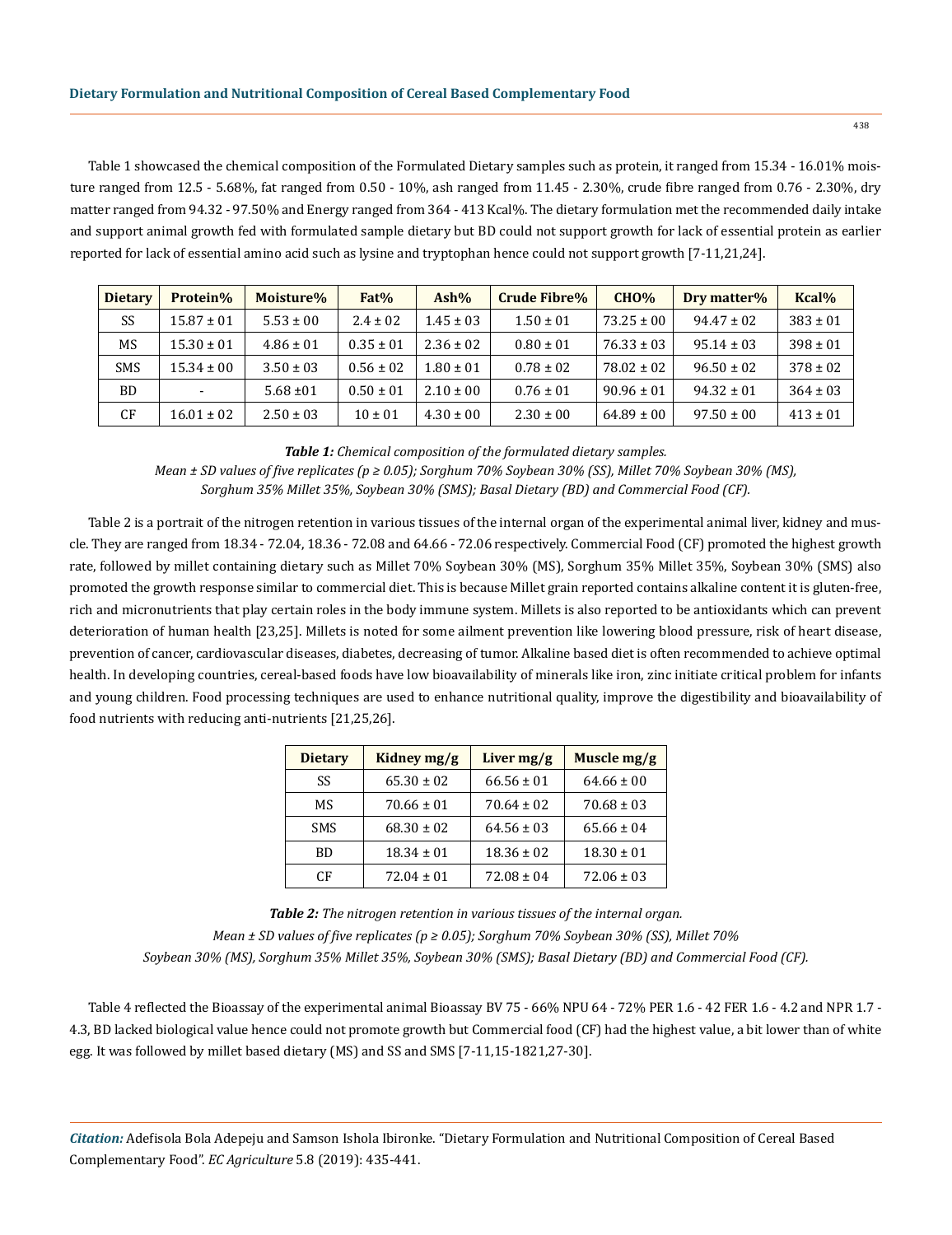Table 1 showcased the chemical composition of the Formulated Dietary samples such as protein, it ranged from 15.34 - 16.01% moisture ranged from 12.5 - 5.68%, fat ranged from 0.50 - 10%, ash ranged from 11.45 - 2.30%, crude fibre ranged from 0.76 - 2.30%, dry matter ranged from 94.32 - 97.50% and Energy ranged from 364 - 413 Kcal%. The dietary formulation met the recommended daily intake and support animal growth fed with formulated sample dietary but BD could not support growth for lack of essential protein as earlier reported for lack of essential amino acid such as lysine and tryptophan hence could not support growth [7-11,21,24].

| Dietary | Protein% | Moisture% | Fat% | Ash% | Crude Fibre% | CHO% | Dry matter% | Kcal% |
|---|---|---|---|---|---|---|---|---|
| SS | 15.87 ± 01 | 5.53 ± 00 | 2.4 ± 02 | 1.45 ± 03 | 1.50 ± 01 | 73.25 ± 00 | 94.47 ± 02 | 383 ± 01 |
| MS | 15.30 ± 01 | 4.86 ± 01 | 0.35 ± 01 | 2.36 ± 02 | 0.80 ± 01 | 76.33 ± 03 | 95.14 ± 03 | 398 ± 01 |
| SMS | 15.34 ± 00 | 3.50 ± 03 | 0.56 ± 02 | 1.80 ± 01 | 0.78 ± 02 | 78.02 ± 02 | 96.50 ± 02 | 378 ± 02 |
| BD | - | 5.68 ±01 | 0.50 ± 01 | 2.10 ± 00 | 0.76 ± 01 | 90.96 ± 01 | 94.32 ± 01 | 364 ± 03 |
| CF | 16.01 ± 02 | 2.50 ± 03 | 10 ± 01 | 4.30 ± 00 | 2.30 ± 00 | 64.89 ± 00 | 97.50 ± 00 | 413 ± 01 |

***Table 1:*** *Chemical composition of the formulated dietary samples.*
*Mean ± SD values of five replicates ($p \geq 0.05$); Sorghum 70% Soybean 30% (SS), Millet 70% Soybean 30% (MS), Sorghum 35% Millet 35%, Soybean 30% (SMS); Basal Dietary (BD) and Commercial Food (CF).*

Table 2 is a portrait of the nitrogen retention in various tissues of the internal organ of the experimental animal liver, kidney and muscle. They are ranged from 18.34 - 72.04, 18.36 - 72.08 and 64.66 - 72.06 respectively. Commercial Food (CF) promoted the highest growth rate, followed by millet containing dietary such as Millet 70% Soybean 30% (MS), Sorghum 35% Millet 35%, Soybean 30% (SMS) also promoted the growth response similar to commercial diet. This is because Millet grain reported contains alkaline content it is gluten-free, rich and micronutrients that play certain roles in the body immune system. Millets is also reported to be antioxidants which can prevent deterioration of human health [23,25]. Millets is noted for some ailment prevention like lowering blood pressure, risk of heart disease, prevention of cancer, cardiovascular diseases, diabetes, decreasing of tumor. Alkaline based diet is often recommended to achieve optimal health. In developing countries, cereal-based foods have low bioavailability of minerals like iron, zinc initiate critical problem for infants and young children. Food processing techniques are used to enhance nutritional quality, improve the digestibility and bioavailability of food nutrients with reducing anti-nutrients [21,25,26].

| Dietary | Kidney mg/g | Liver mg/g | Muscle mg/g |
|---|---|---|---|
| SS | 65.30 ± 02 | 66.56 ± 01 | 64.66 ± 00 |
| MS | 70.66 ± 01 | 70.64 ± 02 | 70.68 ± 03 |
| SMS | 68.30 ± 02 | 64.56 ± 03 | 65.66 ± 04 |
| BD | 18.34 ± 01 | 18.36 ± 02 | 18.30 ± 01 |
| CF | 72.04 ± 01 | 72.08 ± 04 | 72.06 ± 03 |

***Table 2:*** *The nitrogen retention in various tissues of the internal organ.*
*Mean ± SD values of five replicates ($p \geq 0.05$); Sorghum 70% Soybean 30% (SS), Millet 70% Soybean 30% (MS), Sorghum 35% Millet 35%, Soybean 30% (SMS); Basal Dietary (BD) and Commercial Food (CF).*

Table 4 reflected the Bioassay of the experimental animal Bioassay BV 75 - 66% NPU 64 - 72% PER 1.6 - 42 FER 1.6 - 4.2 and NPR 1.7 - 4.3, BD lacked biological value hence could not promote growth but Commercial food (CF) had the highest value, a bit lower than of white egg. It was followed by millet based dietary (MS) and SS and SMS [7-11,15-1821,27-30].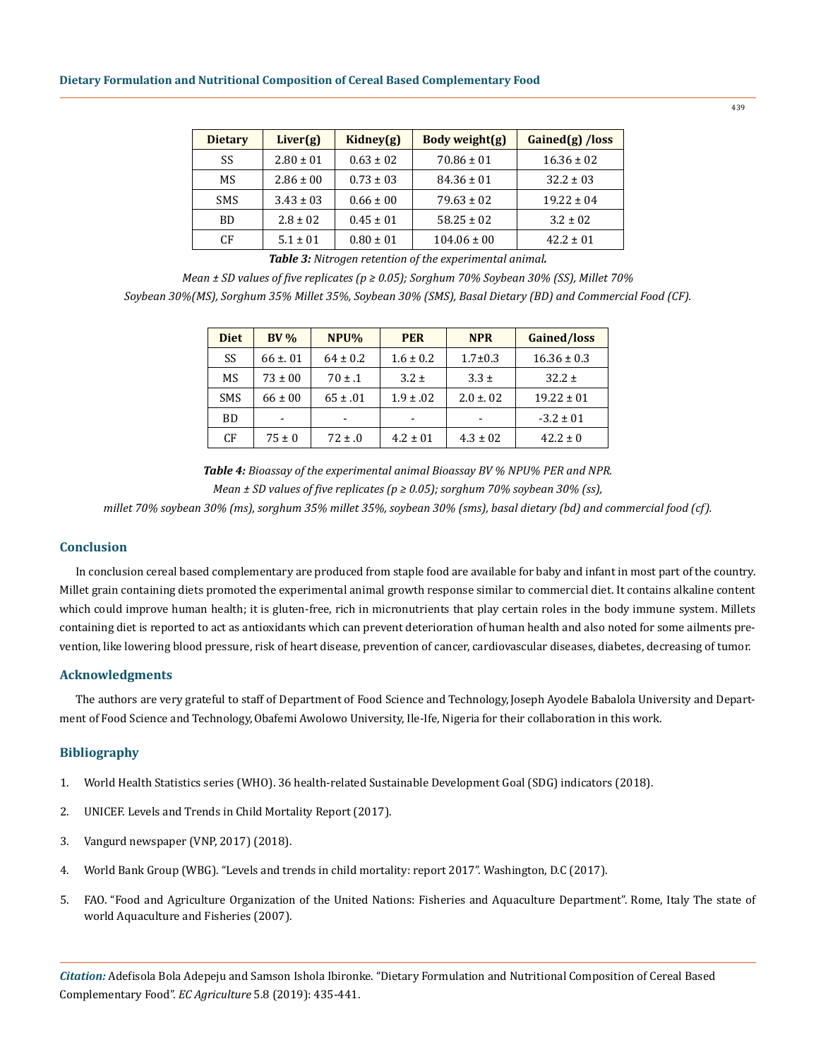| Dietary | Liver(g) | Kidney(g) | Body weight(g) | Gained(g) /loss |
|---|---|---|---|---|
| SS | 2.80 ± 01 | 0.63 ± 02 | 70.86 ± 01 | 16.36 ± 02 |
| MS | 2.86 ± 00 | 0.73 ± 03 | 84.36 ± 01 | 32.2 ± 03 |
| SMS | 3.43 ± 03 | 0.66 ± 00 | 79.63 ± 02 | 19.22 ± 04 |
| BD | 2.8 ± 02 | 0.45 ± 01 | 58.25 ± 02 | 3.2 ± 02 |
| CF | 5.1 ± 01 | 0.80 ± 01 | 104.06 ± 00 | 42.2 ± 01 |

***Table 3:*** *Nitrogen retention of the experimental animal.*

*Mean ± SD values of five replicates (p ≥ 0.05); Sorghum 70% Soybean 30% (SS), Millet 70% Soybean 30%(MS), Sorghum 35% Millet 35%, Soybean 30% (SMS), Basal Dietary (BD) and Commercial Food (CF).*

| Diet | BV % | NPU% | PER | NPR | Gained/loss |
|---|---|---|---|---|---|
| SS | 66 ±. 01 | 64 ± 0.2 | 1.6 ± 0.2 | 1.7±0.3 | 16.36 ± 0.3 |
| MS | 73 ± 00 | 70 ± .1 | 3.2 ± | 3.3 ± | 32.2 ± |
| SMS | 66 ± 00 | 65 ± .01 | 1.9 ± .02 | 2.0 ±. 02 | 19.22 ± 01 |
| BD | - | - | - | - | -3.2 ± 01 |
| CF | 75 ± 0 | 72 ± .0 | 4.2 ± 01 | 4.3 ± 02 | 42.2 ± 0 |

***Table 4:*** *Bioassay of the experimental animal Bioassay BV % NPU% PER and NPR.*

*Mean ± SD values of five replicates (p ≥ 0.05); sorghum 70% soybean 30% (ss), millet 70% soybean 30% (ms), sorghum 35% millet 35%, soybean 30% (sms), basal dietary (bd) and commercial food (cf).*

## Conclusion

In conclusion cereal based complementary are produced from staple food are available for baby and infant in most part of the country. Millet grain containing diets promoted the experimental animal growth response similar to commercial diet. It contains alkaline content which could improve human health; it is gluten-free, rich in micronutrients that play certain roles in the body immune system. Millets containing diet is reported to act as antioxidants which can prevent deterioration of human health and also noted for some ailments prevention, like lowering blood pressure, risk of heart disease, prevention of cancer, cardiovascular diseases, diabetes, decreasing of tumor.

## Acknowledgments

The authors are very grateful to staff of Department of Food Science and Technology, Joseph Ayodele Babalola University and Department of Food Science and Technology, Obafemi Awolowo University, Ile-Ife, Nigeria for their collaboration in this work.

## Bibliography

1. World Health Statistics series (WHO). 36 health-related Sustainable Development Goal (SDG) indicators (2018).
2. UNICEF. Levels and Trends in Child Mortality Report (2017).
3. Vangurd newspaper (VNP, 2017) (2018).
4. World Bank Group (WBG). "Levels and trends in child mortality: report 2017". Washington, D.C (2017).
5. FAO. "Food and Agriculture Organization of the United Nations: Fisheries and Aquaculture Department". Rome, Italy The state of world Aquaculture and Fisheries (2007).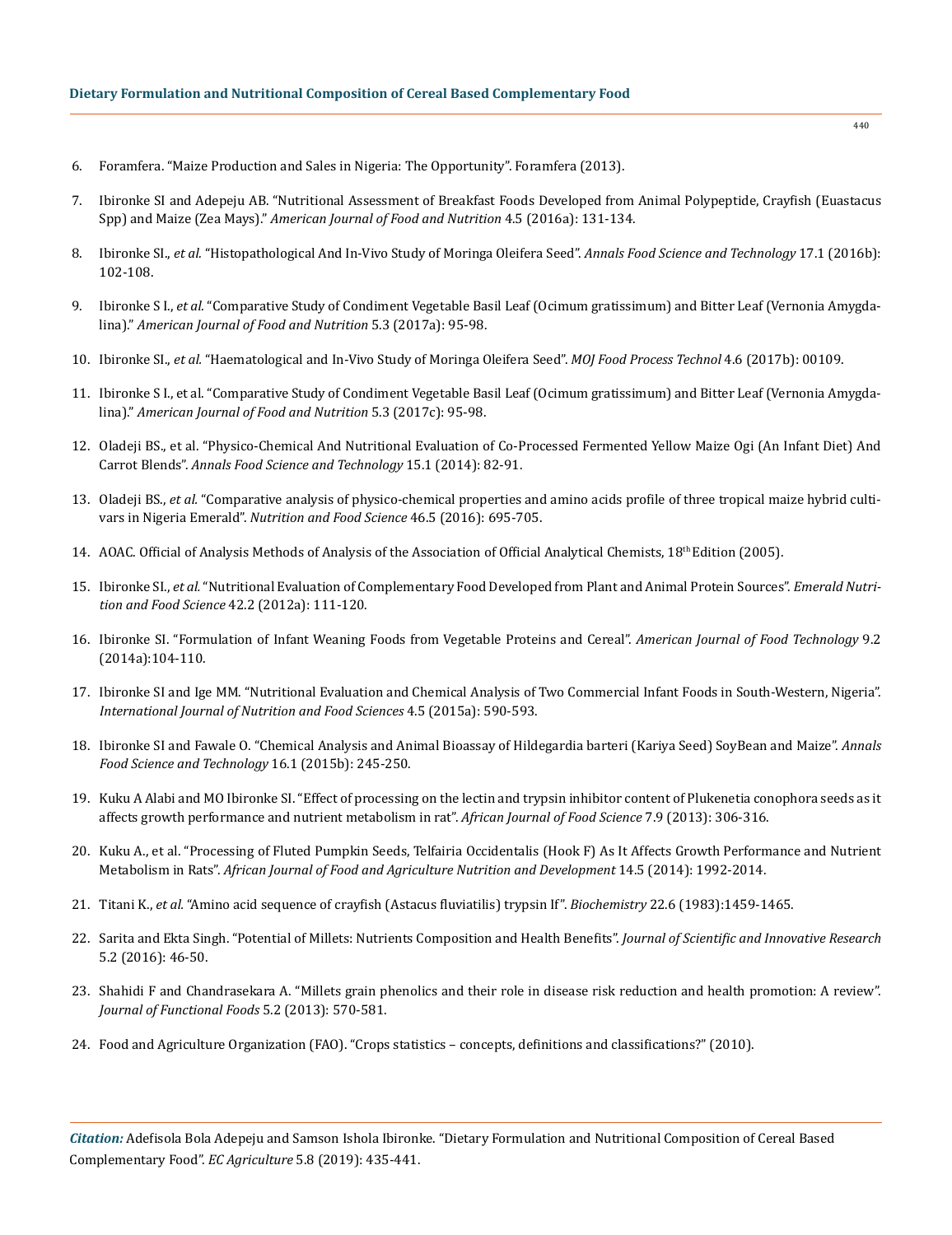6. Foramfera. "Maize Production and Sales in Nigeria: The Opportunity". Foramfera (2013).

7. Ibironke SI and Adepeju AB. "Nutritional Assessment of Breakfast Foods Developed from Animal Polypeptide, Crayfish (Euastacus Spp) and Maize (Zea Mays)." *American Journal of Food and Nutrition* 4.5 (2016a): 131-134.

8. Ibironke SI., *et al.* "Histopathological And In-Vivo Study of Moringa Oleifera Seed". *Annals Food Science and Technology* 17.1 (2016b): 102-108.

9. Ibironke S I., *et al.* "Comparative Study of Condiment Vegetable Basil Leaf (Ocimum gratissimum) and Bitter Leaf (Vernonia Amygdalina)." *American Journal of Food and Nutrition* 5.3 (2017a): 95-98.

10. Ibironke SI., *et al.* "Haematological and In-Vivo Study of Moringa Oleifera Seed". *MOJ Food Process Technol* 4.6 (2017b): 00109.

11. Ibironke S I., et al. "Comparative Study of Condiment Vegetable Basil Leaf (Ocimum gratissimum) and Bitter Leaf (Vernonia Amygdalina)." *American Journal of Food and Nutrition* 5.3 (2017c): 95-98.

12. Oladeji BS., et al. "Physico-Chemical And Nutritional Evaluation of Co-Processed Fermented Yellow Maize Ogi (An Infant Diet) And Carrot Blends". *Annals Food Science and Technology* 15.1 (2014): 82-91.

13. Oladeji BS., *et al.* "Comparative analysis of physico-chemical properties and amino acids profile of three tropical maize hybrid cultivars in Nigeria Emerald". *Nutrition and Food Science* 46.5 (2016): 695-705.

14. AOAC. Official of Analysis Methods of Analysis of the Association of Official Analytical Chemists, 18th Edition (2005).

15. Ibironke SI., *et al.* "Nutritional Evaluation of Complementary Food Developed from Plant and Animal Protein Sources". *Emerald Nutrition and Food Science* 42.2 (2012a): 111-120.

16. Ibironke SI. "Formulation of Infant Weaning Foods from Vegetable Proteins and Cereal". *American Journal of Food Technology* 9.2 (2014a):104-110.

17. Ibironke SI and Ige MM. "Nutritional Evaluation and Chemical Analysis of Two Commercial Infant Foods in South-Western, Nigeria". *International Journal of Nutrition and Food Sciences* 4.5 (2015a): 590-593.

18. Ibironke SI and Fawale O. "Chemical Analysis and Animal Bioassay of Hildegardia barteri (Kariya Seed) SoyBean and Maize". *Annals Food Science and Technology* 16.1 (2015b): 245-250.

19. Kuku A Alabi and MO Ibironke SI. "Effect of processing on the lectin and trypsin inhibitor content of Plukenetia conophora seeds as it affects growth performance and nutrient metabolism in rat". *African Journal of Food Science* 7.9 (2013): 306-316.

20. Kuku A., et al. "Processing of Fluted Pumpkin Seeds, Telfairia Occidentalis (Hook F) As It Affects Growth Performance and Nutrient Metabolism in Rats". *African Journal of Food and Agriculture Nutrition and Development* 14.5 (2014): 1992-2014.

21. Titani K., *et al.* "Amino acid sequence of crayfish (Astacus fluviatilis) trypsin If". *Biochemistry* 22.6 (1983):1459-1465.

22. Sarita and Ekta Singh. "Potential of Millets: Nutrients Composition and Health Benefits". *Journal of Scientific and Innovative Research* 5.2 (2016): 46-50.

23. Shahidi F and Chandrasekara A. "Millets grain phenolics and their role in disease risk reduction and health promotion: A review". *Journal of Functional Foods* 5.2 (2013): 570-581.

24. Food and Agriculture Organization (FAO). "Crops statistics – concepts, definitions and classifications?" (2010).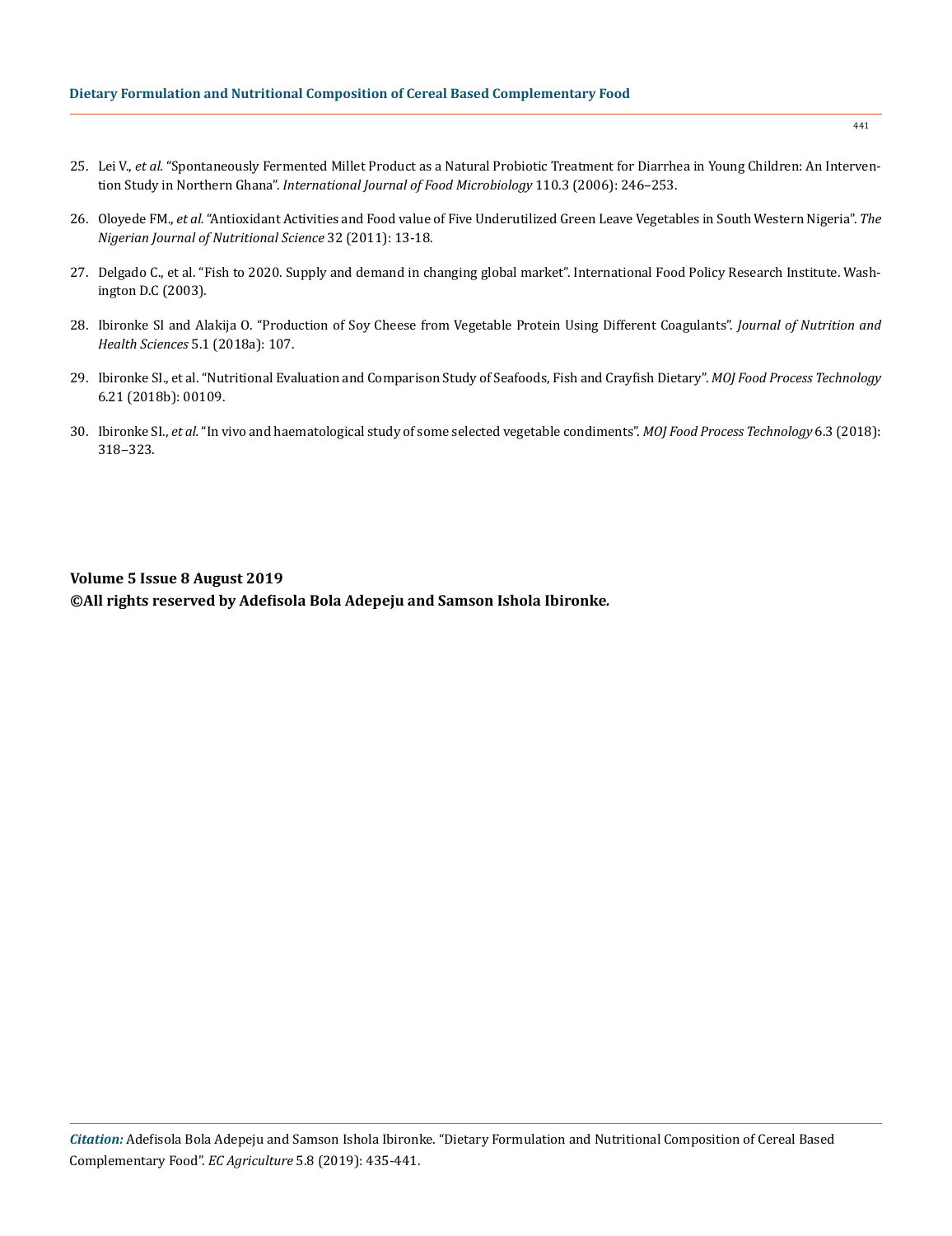25. Lei V., *et al.* "Spontaneously Fermented Millet Product as a Natural Probiotic Treatment for Diarrhea in Young Children: An Intervention Study in Northern Ghana". *International Journal of Food Microbiology* 110.3 (2006): 246–253.

26. Oloyede FM., *et al.* "Antioxidant Activities and Food value of Five Underutilized Green Leave Vegetables in South Western Nigeria". *The Nigerian Journal of Nutritional Science* 32 (2011): 13-18.

27. Delgado C., et al. "Fish to 2020. Supply and demand in changing global market". International Food Policy Research Institute. Washington D.C (2003).

28. Ibironke SI and Alakija O. "Production of Soy Cheese from Vegetable Protein Using Different Coagulants". *Journal of Nutrition and Health Sciences* 5.1 (2018a): 107.

29. Ibironke SI., et al. "Nutritional Evaluation and Comparison Study of Seafoods, Fish and Crayfish Dietary". *MOJ Food Process Technology* 6.21 (2018b): 00109.

30. Ibironke SI., *et al.* "In vivo and haematological study of some selected vegetable condiments". *MOJ Food Process Technology* 6.3 (2018): 318–323.

**Volume 5 Issue 8 August 2019**
**©All rights reserved by Adefisola Bola Adepeju and Samson Ishola Ibironke.**